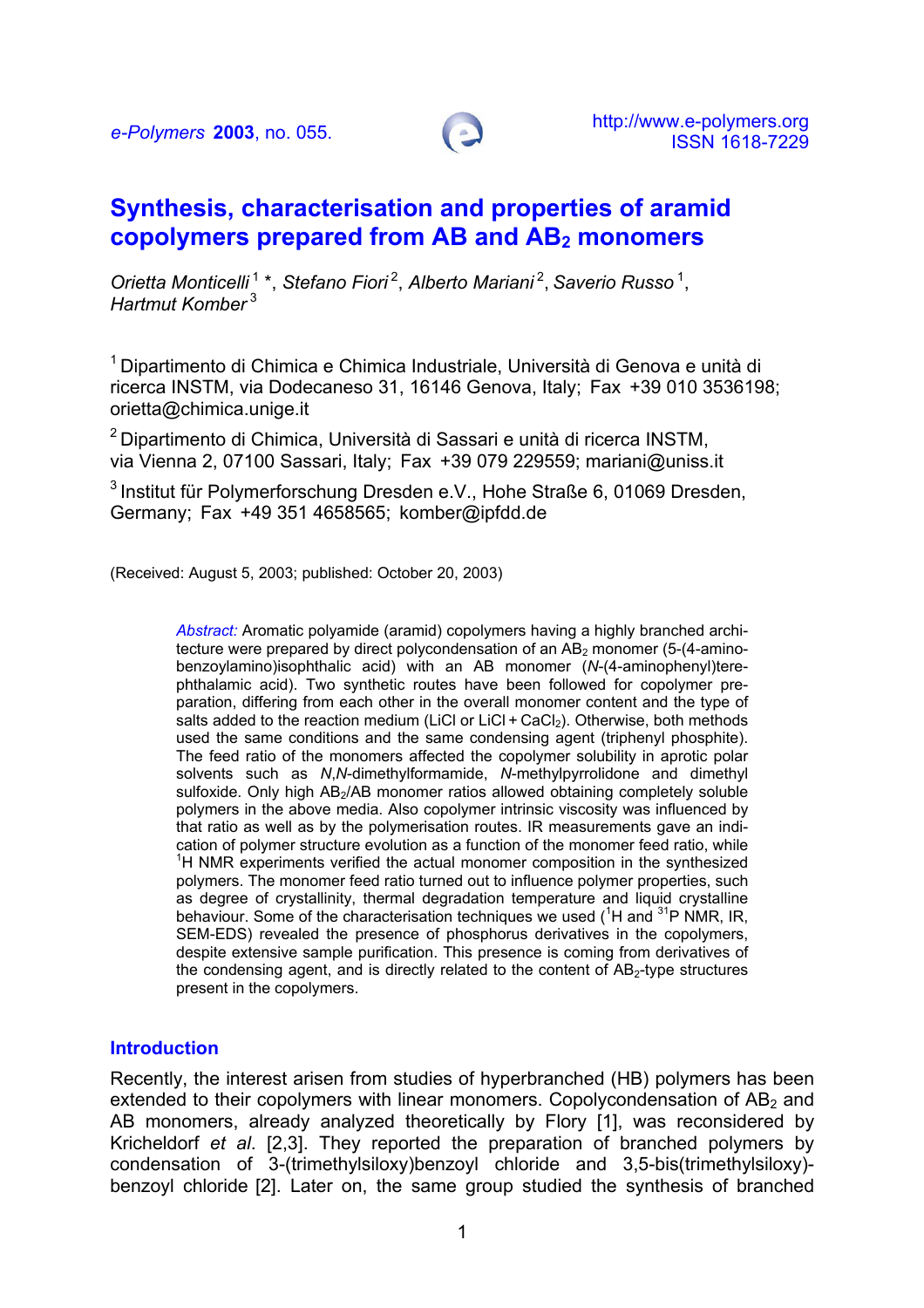*e-Polymers* **2003**, no. 055.

http://www.e-polymers.org
ISSN 1618-7229

# Synthesis, characterisation and properties of aramid copolymers prepared from AB and $AB_2$ monomers

*Orietta Monticelli* [1] *, *Stefano Fiori* [2], *Alberto Mariani* [2], *Saverio Russo* [1], *Hartmut Komber* [3]

[1] Dipartimento di Chimica e Chimica Industriale, Università di Genova e unità di ricerca INSTM, via Dodecaneso 31, 16146 Genova, Italy; Fax +39 010 3536198; orietta@chimica.unige.it

[2] Dipartimento di Chimica, Università di Sassari e unità di ricerca INSTM, via Vienna 2, 07100 Sassari, Italy; Fax +39 079 229559; mariani@uniss.it

[3] Institut für Polymerforschung Dresden e.V., Hohe Straße 6, 01069 Dresden, Germany; Fax +49 351 4658565; komber@ipfdd.de

(Received: August 5, 2003; published: October 20, 2003)

*Abstract:* Aromatic polyamide (aramid) copolymers having a highly branched architecture were prepared by direct polycondensation of an $AB_2$ monomer (5-(4-aminobenzoylamino)isophthalic acid) with an AB monomer (*N*-(4-aminophenyl)terephthalamic acid). Two synthetic routes have been followed for copolymer preparation, differing from each other in the overall monomer content and the type of salts added to the reaction medium (LiCl or LiCl + $CaCl_2$). Otherwise, both methods used the same conditions and the same condensing agent (triphenyl phosphite). The feed ratio of the monomers affected the copolymer solubility in aprotic polar solvents such as *N*,*N*-dimethylformamide, *N*-methylpyrrolidone and dimethyl sulfoxide. Only high $AB_2$/AB monomer ratios allowed obtaining completely soluble polymers in the above media. Also copolymer intrinsic viscosity was influenced by that ratio as well as by the polymerisation routes. IR measurements gave an indication of polymer structure evolution as a function of the monomer feed ratio, while $^1$H NMR experiments verified the actual monomer composition in the synthesized polymers. The monomer feed ratio turned out to influence polymer properties, such as degree of crystallinity, thermal degradation temperature and liquid crystalline behaviour. Some of the characterisation techniques we used ($^1$H and $^{31}$P NMR, IR, SEM-EDS) revealed the presence of phosphorus derivatives in the copolymers, despite extensive sample purification. This presence is coming from derivatives of the condensing agent, and is directly related to the content of $AB_2$-type structures present in the copolymers.

## Introduction

Recently, the interest arisen from studies of hyperbranched (HB) polymers has been extended to their copolymers with linear monomers. Copolycondensation of $AB_2$ and AB monomers, already analyzed theoretically by Flory [1], was reconsidered by Kricheldorf *et al*. [2,3]. They reported the preparation of branched polymers by condensation of 3-(trimethylsiloxy)benzoyl chloride and 3,5-bis(trimethylsiloxy)-benzoyl chloride [2]. Later on, the same group studied the synthesis of branched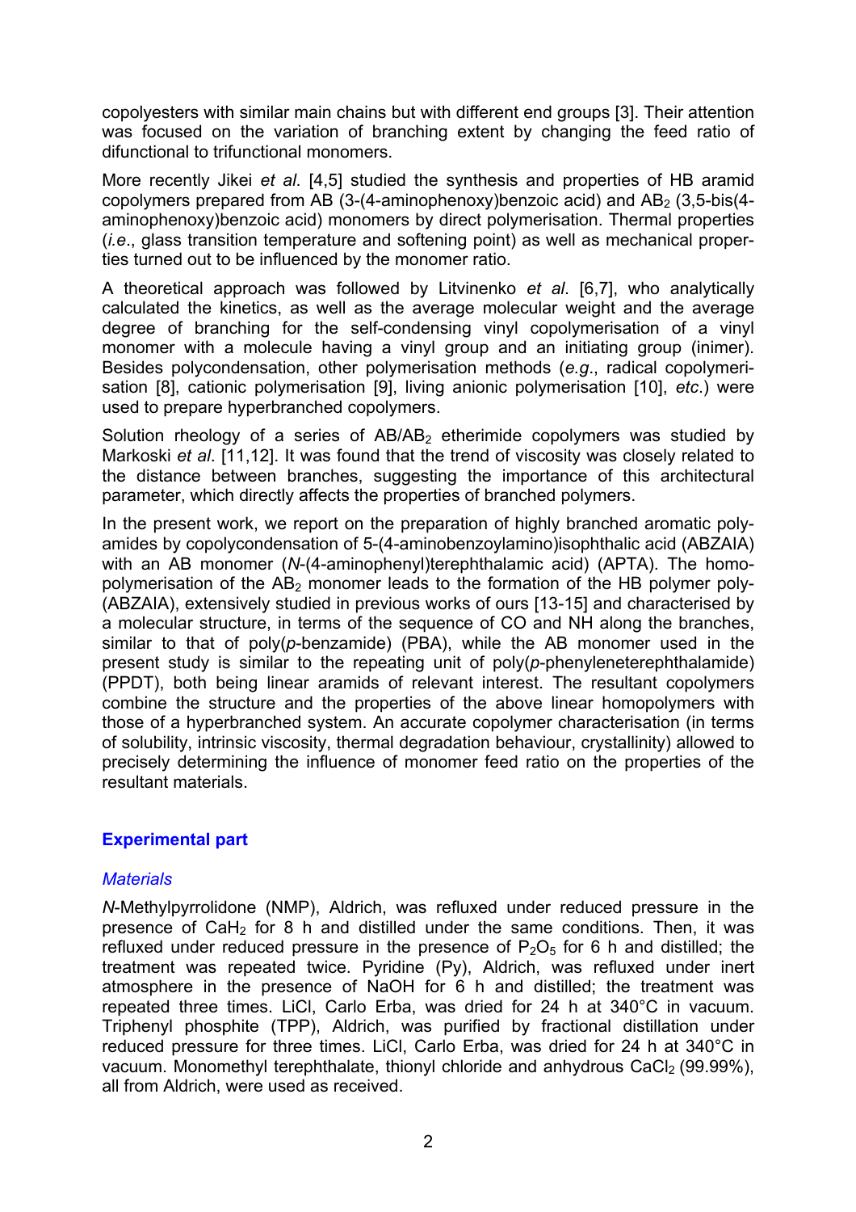copolyesters with similar main chains but with different end groups [3]. Their attention was focused on the variation of branching extent by changing the feed ratio of difunctional to trifunctional monomers.

More recently Jikei *et al*. [4,5] studied the synthesis and properties of HB aramid copolymers prepared from AB (3-(4-aminophenoxy)benzoic acid) and $AB_2$ (3,5-bis(4-aminophenoxy)benzoic acid) monomers by direct polymerisation. Thermal properties (*i.e*., glass transition temperature and softening point) as well as mechanical properties turned out to be influenced by the monomer ratio.

A theoretical approach was followed by Litvinenko *et al*. [6,7], who analytically calculated the kinetics, as well as the average molecular weight and the average degree of branching for the self-condensing vinyl copolymerisation of a vinyl monomer with a molecule having a vinyl group and an initiating group (inimer). Besides polycondensation, other polymerisation methods (*e.g*., radical copolymerisation [8], cationic polymerisation [9], living anionic polymerisation [10], *etc*.) were used to prepare hyperbranched copolymers.

Solution rheology of a series of $AB/AB_2$ etherimide copolymers was studied by Markoski *et al*. [11,12]. It was found that the trend of viscosity was closely related to the distance between branches, suggesting the importance of this architectural parameter, which directly affects the properties of branched polymers.

In the present work, we report on the preparation of highly branched aromatic polyamides by copolycondensation of 5-(4-aminobenzoylamino)isophthalic acid (ABZAIA) with an AB monomer (*N*-(4-aminophenyl)terephthalamic acid) (APTA). The homopolymerisation of the $AB_2$ monomer leads to the formation of the HB polymer poly(ABZAIA), extensively studied in previous works of ours [13-15] and characterised by a molecular structure, in terms of the sequence of CO and NH along the branches, similar to that of poly(*p*-benzamide) (PBA), while the AB monomer used in the present study is similar to the repeating unit of poly(*p*-phenyleneterephthalamide) (PPDT), both being linear aramids of relevant interest. The resultant copolymers combine the structure and the properties of the above linear homopolymers with those of a hyperbranched system. An accurate copolymer characterisation (in terms of solubility, intrinsic viscosity, thermal degradation behaviour, crystallinity) allowed to precisely determining the influence of monomer feed ratio on the properties of the resultant materials.

## Experimental part

### *Materials*

*N*-Methylpyrrolidone (NMP), Aldrich, was refluxed under reduced pressure in the presence of $CaH_2$ for 8 h and distilled under the same conditions. Then, it was refluxed under reduced pressure in the presence of $P_2O_5$ for 6 h and distilled; the treatment was repeated twice. Pyridine (Py), Aldrich, was refluxed under inert atmosphere in the presence of NaOH for 6 h and distilled; the treatment was repeated three times. LiCl, Carlo Erba, was dried for 24 h at 340°C in vacuum. Triphenyl phosphite (TPP), Aldrich, was purified by fractional distillation under reduced pressure for three times. LiCl, Carlo Erba, was dried for 24 h at 340°C in vacuum. Monomethyl terephthalate, thionyl chloride and anhydrous $CaCl_2$ (99.99%), all from Aldrich, were used as received.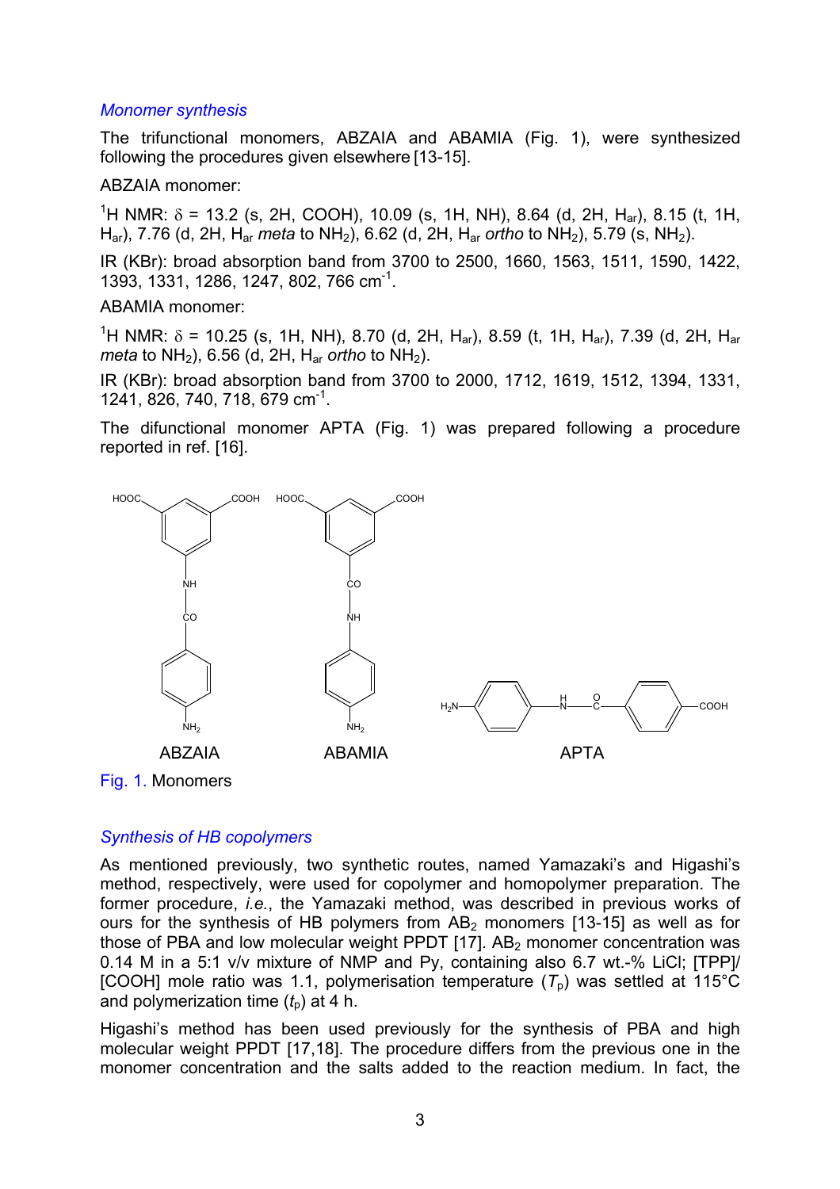*Monomer synthesis*

The trifunctional monomers, ABZAIA and ABAMIA (Fig. 1), were synthesized following the procedures given elsewhere [13-15].

ABZAIA monomer:

$^1$H NMR: $\delta$ = 13.2 (s, 2H, COOH), 10.09 (s, 1H, NH), 8.64 (d, 2H, $H_{ar}$), 8.15 (t, 1H, $H_{ar}$), 7.76 (d, 2H, $H_{ar}$ *meta* to $NH_2$), 6.62 (d, 2H, $H_{ar}$ *ortho* to $NH_2$), 5.79 (s, $NH_2$).

IR (KBr): broad absorption band from 3700 to 2500, 1660, 1563, 1511, 1590, 1422, 1393, 1331, 1286, 1247, 802, 766 cm$^{-1}$.

ABAMIA monomer:

$^1$H NMR: $\delta$ = 10.25 (s, 1H, NH), 8.70 (d, 2H, $H_{ar}$), 8.59 (t, 1H, $H_{ar}$), 7.39 (d, 2H, $H_{ar}$ *meta* to $NH_2$), 6.56 (d, 2H, $H_{ar}$ *ortho* to $NH_2$).

IR (KBr): broad absorption band from 3700 to 2000, 1712, 1619, 1512, 1394, 1331, 1241, 826, 740, 718, 679 cm$^{-1}$.

The difunctional monomer APTA (Fig. 1) was prepared following a procedure reported in ref. [16].

Fig. 1. Monomers

*Synthesis of HB copolymers*

As mentioned previously, two synthetic routes, named Yamazaki's and Higashi's method, respectively, were used for copolymer and homopolymer preparation. The former procedure, *i.e.*, the Yamazaki method, was described in previous works of ours for the synthesis of HB polymers from $AB_2$ monomers [13-15] as well as for those of PBA and low molecular weight PPDT [17]. $AB_2$ monomer concentration was 0.14 M in a 5:1 v/v mixture of NMP and Py, containing also 6.7 wt.-% LiCl; [TPP]/[COOH] mole ratio was 1.1, polymerisation temperature ($T_p$) was settled at 115°C and polymerization time ($t_p$) at 4 h.

Higashi's method has been used previously for the synthesis of PBA and high molecular weight PPDT [17,18]. The procedure differs from the previous one in the monomer concentration and the salts added to the reaction medium. In fact, the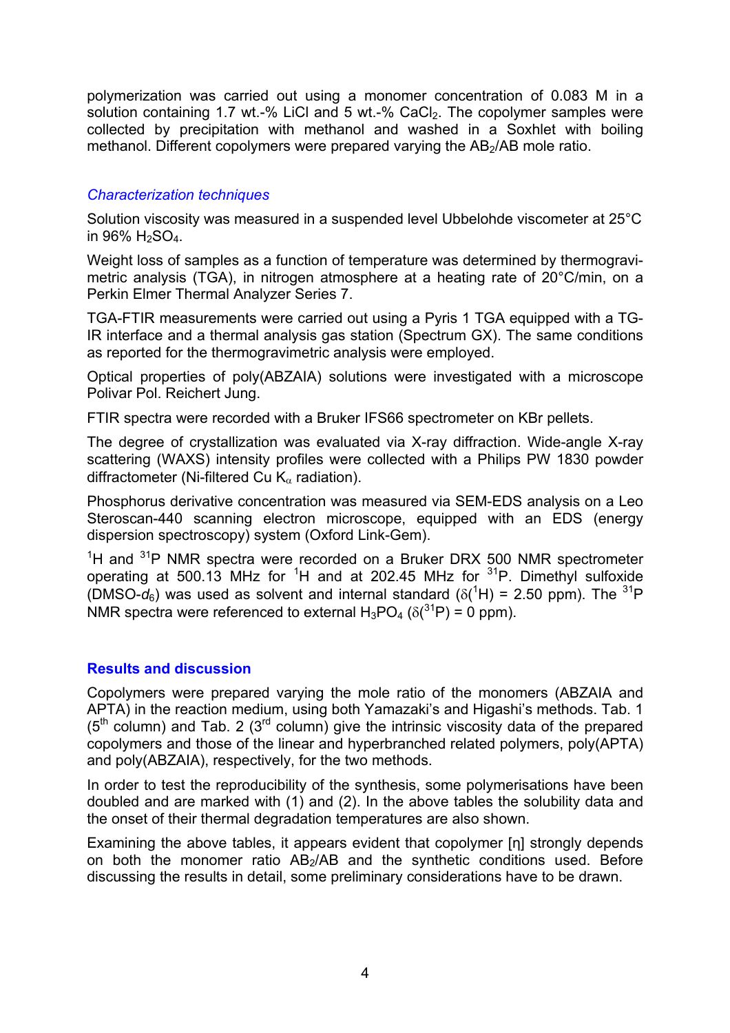polymerization was carried out using a monomer concentration of 0.083 M in a solution containing 1.7 wt.-% LiCl and 5 wt.-% $CaCl_2$. The copolymer samples were collected by precipitation with methanol and washed in a Soxhlet with boiling methanol. Different copolymers were prepared varying the $AB_2$/AB mole ratio.

### *Characterization techniques*

Solution viscosity was measured in a suspended level Ubbelohde viscometer at 25°C in 96% $H_2SO_4$.

Weight loss of samples as a function of temperature was determined by thermogravimetric analysis (TGA), in nitrogen atmosphere at a heating rate of 20°C/min, on a Perkin Elmer Thermal Analyzer Series 7.

TGA-FTIR measurements were carried out using a Pyris 1 TGA equipped with a TG-IR interface and a thermal analysis gas station (Spectrum GX). The same conditions as reported for the thermogravimetric analysis were employed.

Optical properties of poly(ABZAIA) solutions were investigated with a microscope Polivar Pol. Reichert Jung.

FTIR spectra were recorded with a Bruker IFS66 spectrometer on KBr pellets.

The degree of crystallization was evaluated via X-ray diffraction. Wide-angle X-ray scattering (WAXS) intensity profiles were collected with a Philips PW 1830 powder diffractometer (Ni-filtered Cu $K_\alpha$ radiation).

Phosphorus derivative concentration was measured via SEM-EDS analysis on a Leo Steroscan-440 scanning electron microscope, equipped with an EDS (energy dispersion spectroscopy) system (Oxford Link-Gem).

$^1$H and $^{31}$P NMR spectra were recorded on a Bruker DRX 500 NMR spectrometer operating at 500.13 MHz for $^1$H and at 202.45 MHz for $^{31}$P. Dimethyl sulfoxide (DMSO-*d*$_6$) was used as solvent and internal standard ($\delta(^1H)$ = 2.50 ppm). The $^{31}$P NMR spectra were referenced to external $H_3PO_4$ ($\delta(^{31}P)$ = 0 ppm).

## Results and discussion

Copolymers were prepared varying the mole ratio of the monomers (ABZAIA and APTA) in the reaction medium, using both Yamazaki's and Higashi's methods. Tab. 1 (5$^{th}$ column) and Tab. 2 (3$^{rd}$ column) give the intrinsic viscosity data of the prepared copolymers and those of the linear and hyperbranched related polymers, poly(APTA) and poly(ABZAIA), respectively, for the two methods.

In order to test the reproducibility of the synthesis, some polymerisations have been doubled and are marked with (1) and (2). In the above tables the solubility data and the onset of their thermal degradation temperatures are also shown.

Examining the above tables, it appears evident that copolymer [η] strongly depends on both the monomer ratio $AB_2$/AB and the synthetic conditions used. Before discussing the results in detail, some preliminary considerations have to be drawn.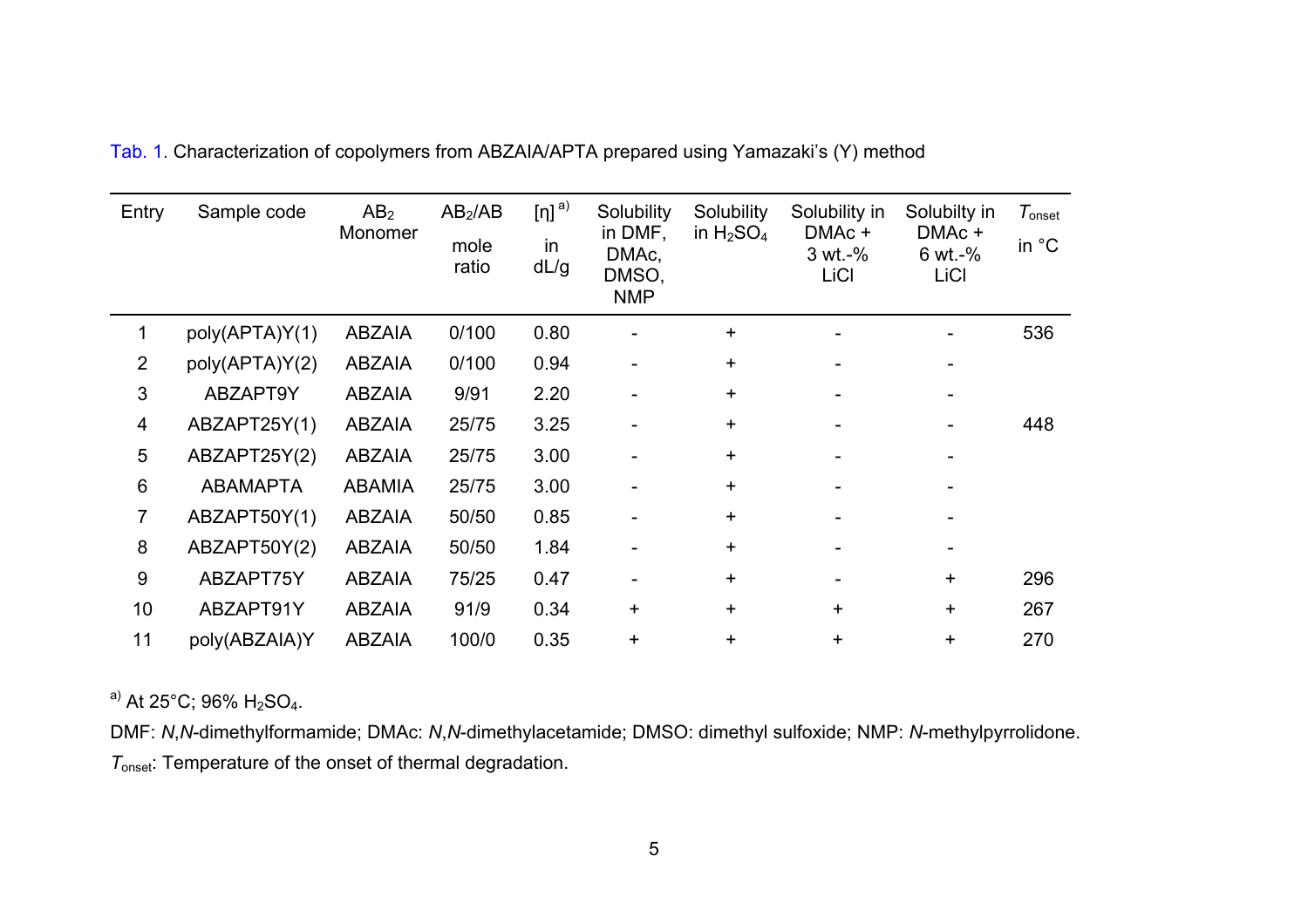Tab. 1. Characterization of copolymers from ABZAIA/APTA prepared using Yamazaki's (Y) method

| Entry | Sample code | $AB_2$ Monomer | $AB_2$/AB mole ratio | [η] [a)] in dL/g | Solubility in DMF, DMAc, DMSO, NMP | Solubility in $H_2SO_4$ | Solubility in DMAc + 3 wt.-% LiCl | Solubilty in DMAc + 6 wt.-% LiCl | $T_{onset}$ in °C |
|---|---|---|---|---|---|---|---|---|---|
| 1 | poly(APTA)Y(1) | ABZAIA | 0/100 | 0.80 | - | + | - | - | 536 |
| 2 | poly(APTA)Y(2) | ABZAIA | 0/100 | 0.94 | - | + | - | - | |
| 3 | ABZAPT9Y | ABZAIA | 9/91 | 2.20 | - | + | - | - | |
| 4 | ABZAPT25Y(1) | ABZAIA | 25/75 | 3.25 | - | + | - | - | 448 |
| 5 | ABZAPT25Y(2) | ABZAIA | 25/75 | 3.00 | - | + | - | - | |
| 6 | ABAMAPTA | ABAMIA | 25/75 | 3.00 | - | + | - | - | |
| 7 | ABZAPT50Y(1) | ABZAIA | 50/50 | 0.85 | - | + | - | - | |
| 8 | ABZAPT50Y(2) | ABZAIA | 50/50 | 1.84 | - | + | - | - | |
| 9 | ABZAPT75Y | ABZAIA | 75/25 | 0.47 | - | + | - | + | 296 |
| 10 | ABZAPT91Y | ABZAIA | 91/9 | 0.34 | + | + | + | + | 267 |
| 11 | poly(ABZAIA)Y | ABZAIA | 100/0 | 0.35 | + | + | + | + | 270 |

[a)] At 25°C; 96% $H_2SO_4$.

DMF: *N*,*N*-dimethylformamide; DMAc: *N*,*N*-dimethylacetamide; DMSO: dimethyl sulfoxide; NMP: *N*-methylpyrrolidone.

$T_{onset}$: Temperature of the onset of thermal degradation.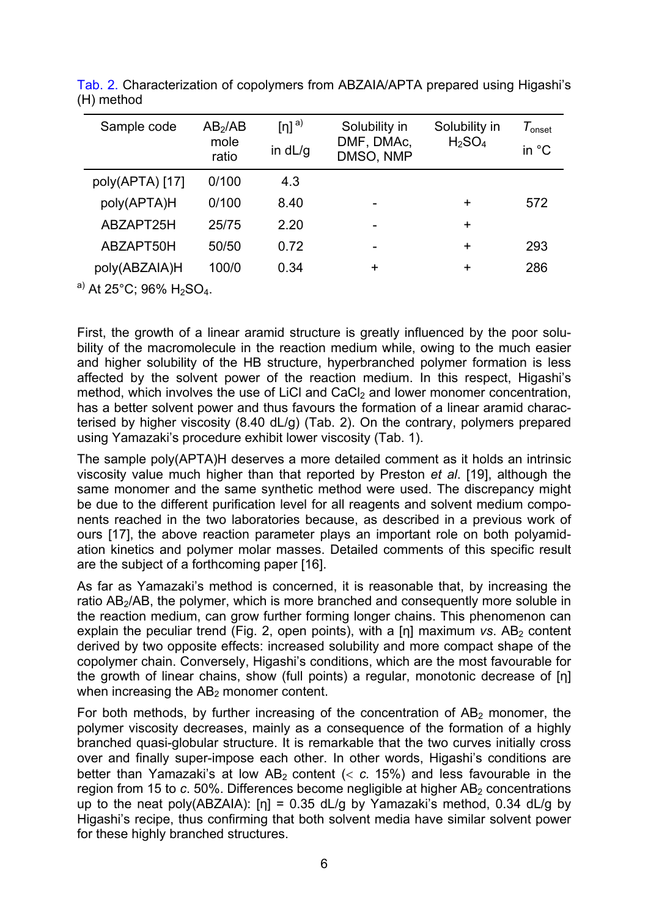Tab. 2. Characterization of copolymers from ABZAIA/APTA prepared using Higashi's (H) method

| Sample code | $AB_2$/AB mole ratio | $[\eta]$ [a) ] in dL/g | Solubility in DMF, DMAc, DMSO, NMP | Solubility in $H_2SO_4$ | $T_{onset}$ in °C |
|---|---|---|---|---|---|
| poly(APTA) [17] | 0/100 | 4.3 | | | |
| poly(APTA)H | 0/100 | 8.40 | - | + | 572 |
| ABZAPT25H | 25/75 | 2.20 | - | + | |
| ABZAPT50H | 50/50 | 0.72 | - | + | 293 |
| poly(ABZAIA)H | 100/0 | 0.34 | + | + | 286 |

a) At 25°C; 96% $H_2SO_4$.

First, the growth of a linear aramid structure is greatly influenced by the poor solubility of the macromolecule in the reaction medium while, owing to the much easier and higher solubility of the HB structure, hyperbranched polymer formation is less affected by the solvent power of the reaction medium. In this respect, Higashi's method, which involves the use of LiCl and $CaCl_2$ and lower monomer concentration, has a better solvent power and thus favours the formation of a linear aramid characterised by higher viscosity (8.40 dL/g) (Tab. 2). On the contrary, polymers prepared using Yamazaki's procedure exhibit lower viscosity (Tab. 1).

The sample poly(APTA)H deserves a more detailed comment as it holds an intrinsic viscosity value much higher than that reported by Preston *et al*. [19], although the same monomer and the same synthetic method were used. The discrepancy might be due to the different purification level for all reagents and solvent medium components reached in the two laboratories because, as described in a previous work of ours [17], the above reaction parameter plays an important role on both polyamidation kinetics and polymer molar masses. Detailed comments of this specific result are the subject of a forthcoming paper [16].

As far as Yamazaki's method is concerned, it is reasonable that, by increasing the ratio $AB_2$/AB, the polymer, which is more branched and consequently more soluble in the reaction medium, can grow further forming longer chains. This phenomenon can explain the peculiar trend (Fig. 2, open points), with a $[\eta]$ maximum *vs*. $AB_2$ content derived by two opposite effects: increased solubility and more compact shape of the copolymer chain. Conversely, Higashi's conditions, which are the most favourable for the growth of linear chains, show (full points) a regular, monotonic decrease of $[\eta]$ when increasing the $AB_2$ monomer content.

For both methods, by further increasing of the concentration of $AB_2$ monomer, the polymer viscosity decreases, mainly as a consequence of the formation of a highly branched quasi-globular structure. It is remarkable that the two curves initially cross over and finally super-impose each other. In other words, Higashi's conditions are better than Yamazaki's at low $AB_2$ content ($<$ *c.* 15%) and less favourable in the region from 15 to *c.* 50%. Differences become negligible at higher $AB_2$ concentrations up to the neat poly(ABZAIA): $[\eta]$ = 0.35 dL/g by Yamazaki's method, 0.34 dL/g by Higashi's recipe, thus confirming that both solvent media have similar solvent power for these highly branched structures.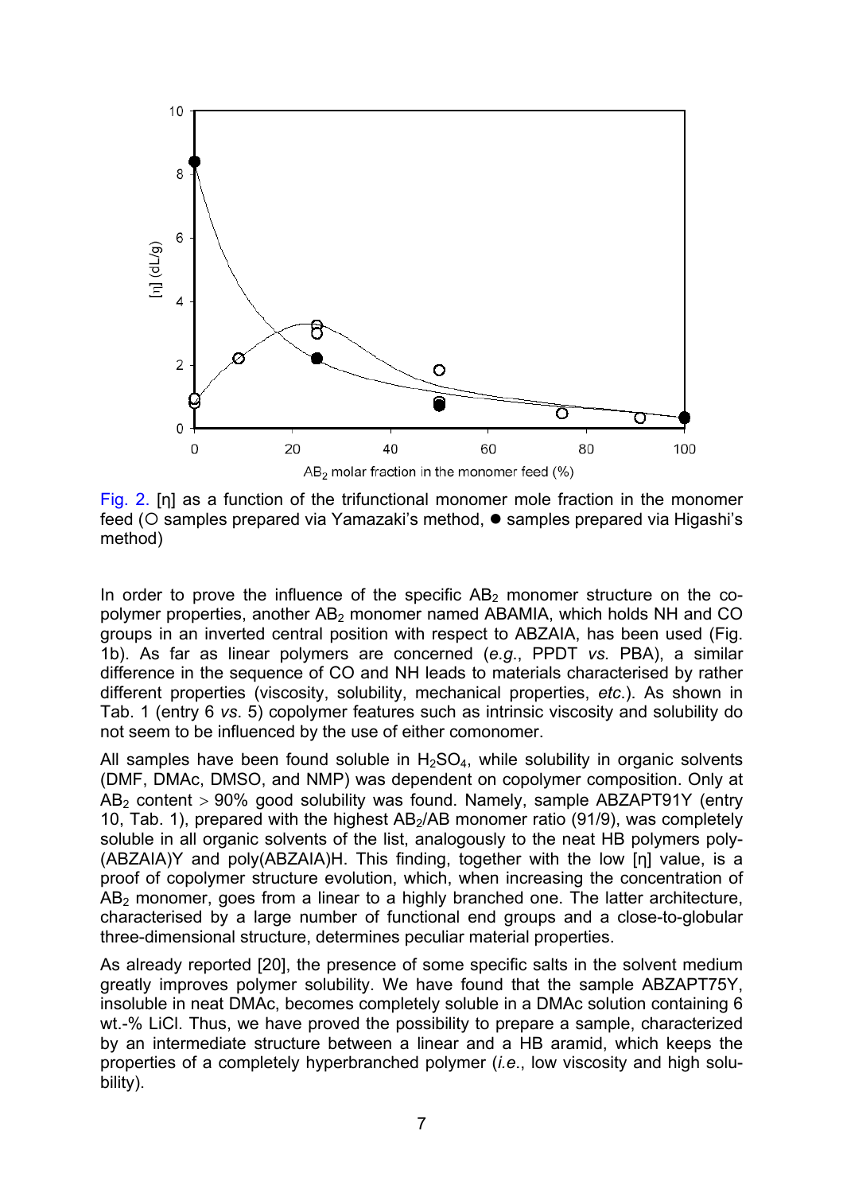Fig. 2. [η] as a function of the trifunctional monomer mole fraction in the monomer feed (○ samples prepared via Yamazaki's method, ● samples prepared via Higashi's method)

In order to prove the influence of the specific $AB_2$ monomer structure on the copolymer properties, another $AB_2$ monomer named ABAMIA, which holds NH and CO groups in an inverted central position with respect to ABZAIA, has been used (Fig. 1b). As far as linear polymers are concerned (*e.g.*, PPDT *vs.* PBA), a similar difference in the sequence of CO and NH leads to materials characterised by rather different properties (viscosity, solubility, mechanical properties, *etc.*). As shown in Tab. 1 (entry 6 *vs*. 5) copolymer features such as intrinsic viscosity and solubility do not seem to be influenced by the use of either comonomer.

All samples have been found soluble in $H_2SO_4$, while solubility in organic solvents (DMF, DMAc, DMSO, and NMP) was dependent on copolymer composition. Only at $AB_2$ content > 90% good solubility was found. Namely, sample ABZAPT91Y (entry 10, Tab. 1), prepared with the highest $AB_2$/AB monomer ratio (91/9), was completely soluble in all organic solvents of the list, analogously to the neat HB polymers poly-(ABZAIA)Y and poly(ABZAIA)H. This finding, together with the low [η] value, is a proof of copolymer structure evolution, which, when increasing the concentration of $AB_2$ monomer, goes from a linear to a highly branched one. The latter architecture, characterised by a large number of functional end groups and a close-to-globular three-dimensional structure, determines peculiar material properties.

As already reported [20], the presence of some specific salts in the solvent medium greatly improves polymer solubility. We have found that the sample ABZAPT75Y, insoluble in neat DMAc, becomes completely soluble in a DMAc solution containing 6 wt.-% LiCl. Thus, we have proved the possibility to prepare a sample, characterized by an intermediate structure between a linear and a HB aramid, which keeps the properties of a completely hyperbranched polymer (*i.e.*, low viscosity and high solubility).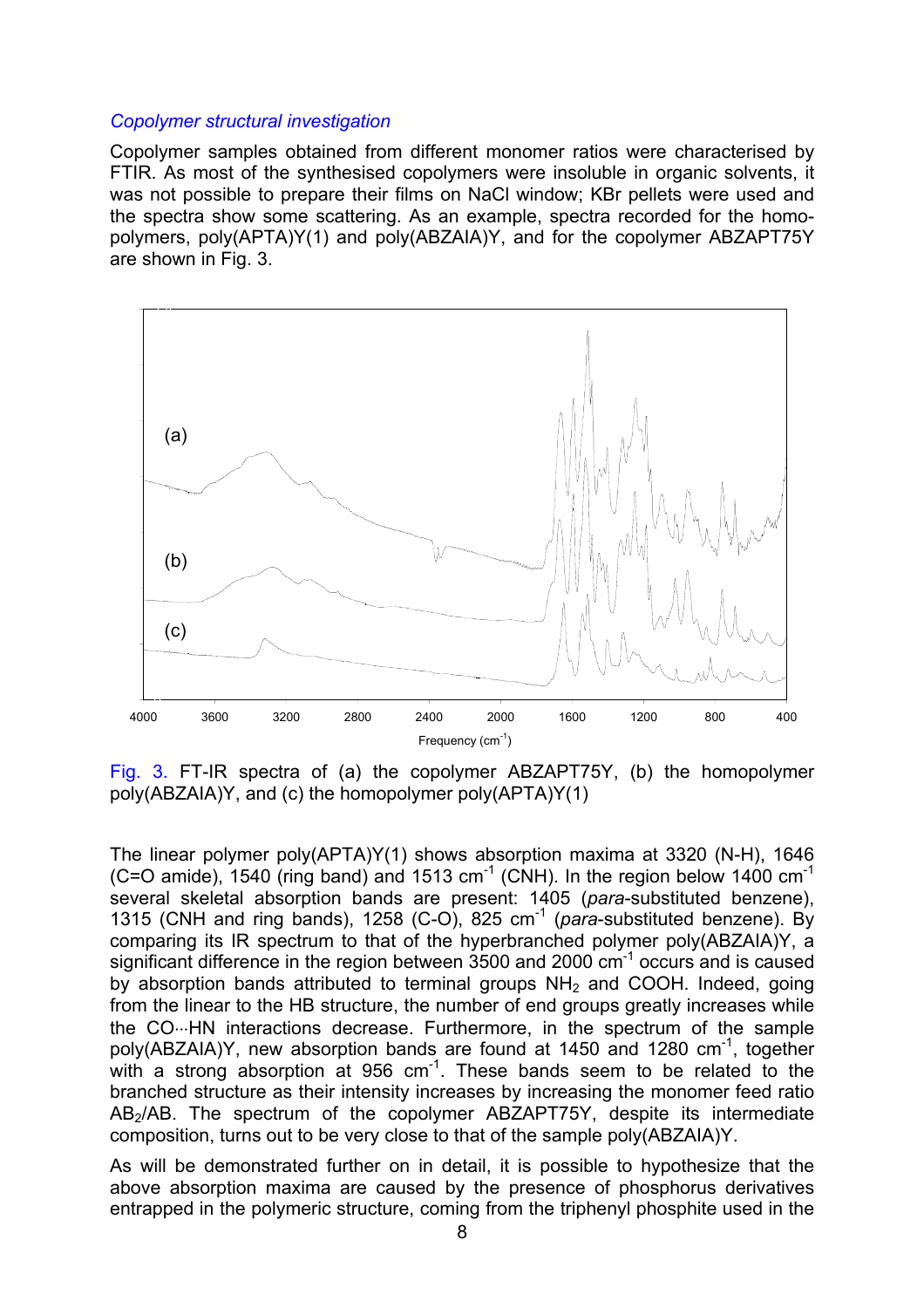*Copolymer structural investigation*

Copolymer samples obtained from different monomer ratios were characterised by FTIR. As most of the synthesised copolymers were insoluble in organic solvents, it was not possible to prepare their films on NaCl window; KBr pellets were used and the spectra show some scattering. As an example, spectra recorded for the homopolymers, poly(APTA)Y(1) and poly(ABZAIA)Y, and for the copolymer ABZAPT75Y are shown in Fig. 3.

Fig. 3. FT-IR spectra of (a) the copolymer ABZAPT75Y, (b) the homopolymer poly(ABZAIA)Y, and (c) the homopolymer poly(APTA)Y(1)

The linear polymer poly(APTA)Y(1) shows absorption maxima at 3320 (N-H), 1646 (C=O amide), 1540 (ring band) and 1513 $cm^{-1}$ (CNH). In the region below 1400 $cm^{-1}$ several skeletal absorption bands are present: 1405 (*para*-substituted benzene), 1315 (CNH and ring bands), 1258 (C-O), 825 $cm^{-1}$ (*para*-substituted benzene). By comparing its IR spectrum to that of the hyperbranched polymer poly(ABZAIA)Y, a significant difference in the region between 3500 and 2000 $cm^{-1}$ occurs and is caused by absorption bands attributed to terminal groups $NH_2$ and COOH. Indeed, going from the linear to the HB structure, the number of end groups greatly increases while the CO···HN interactions decrease. Furthermore, in the spectrum of the sample poly(ABZAIA)Y, new absorption bands are found at 1450 and 1280 $cm^{-1}$, together with a strong absorption at 956 $cm^{-1}$. These bands seem to be related to the branched structure as their intensity increases by increasing the monomer feed ratio $AB_2$/AB. The spectrum of the copolymer ABZAPT75Y, despite its intermediate composition, turns out to be very close to that of the sample poly(ABZAIA)Y.

As will be demonstrated further on in detail, it is possible to hypothesize that the above absorption maxima are caused by the presence of phosphorus derivatives entrapped in the polymeric structure, coming from the triphenyl phosphite used in the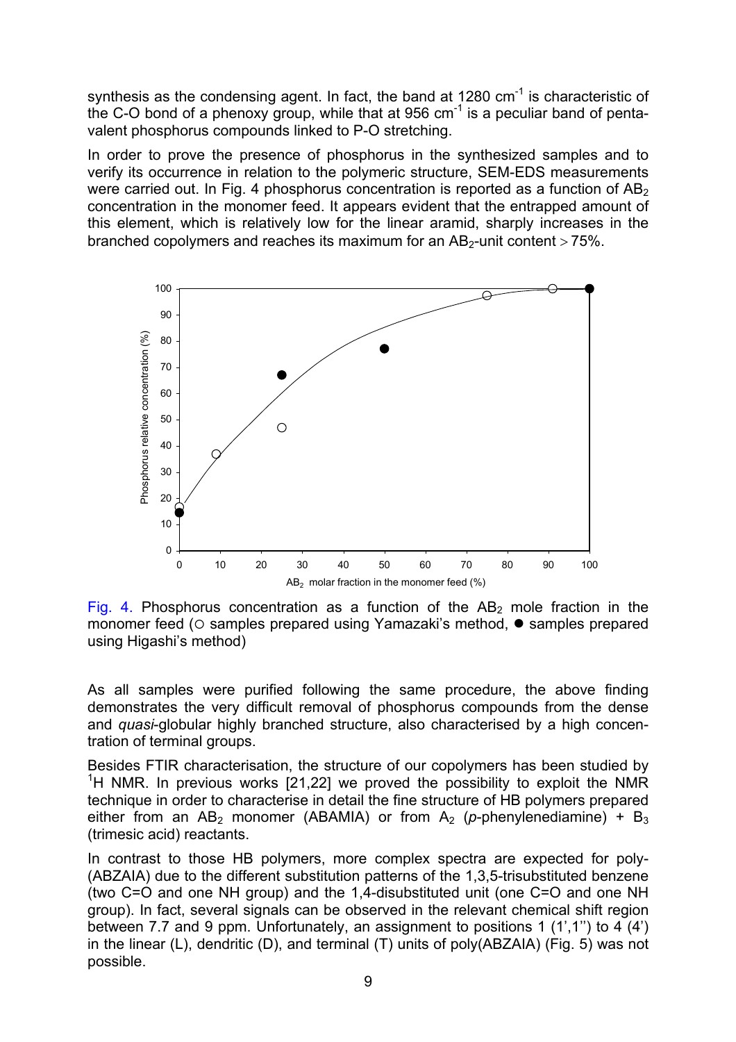synthesis as the condensing agent. In fact, the band at 1280 $cm^{-1}$ is characteristic of the C-O bond of a phenoxy group, while that at 956 $cm^{-1}$ is a peculiar band of penta-valent phosphorus compounds linked to P-O stretching.

In order to prove the presence of phosphorus in the synthesized samples and to verify its occurrence in relation to the polymeric structure, SEM-EDS measurements were carried out. In Fig. 4 phosphorus concentration is reported as a function of $AB_2$ concentration in the monomer feed. It appears evident that the entrapped amount of this element, which is relatively low for the linear aramid, sharply increases in the branched copolymers and reaches its maximum for an $AB_2$-unit content > 75%.

Fig. 4. Phosphorus concentration as a function of the $AB_2$ mole fraction in the monomer feed (○ samples prepared using Yamazaki's method, ● samples prepared using Higashi's method)

As all samples were purified following the same procedure, the above finding demonstrates the very difficult removal of phosphorus compounds from the dense and *quasi*-globular highly branched structure, also characterised by a high concentration of terminal groups.

Besides FTIR characterisation, the structure of our copolymers has been studied by $^1$H NMR. In previous works [21,22] we proved the possibility to exploit the NMR technique in order to characterise in detail the fine structure of HB polymers prepared either from an $AB_2$ monomer (ABAMIA) or from $A_2$ (*p*-phenylenediamine) + $B_3$ (trimesic acid) reactants.

In contrast to those HB polymers, more complex spectra are expected for poly-(ABZAIA) due to the different substitution patterns of the 1,3,5-trisubstituted benzene (two C=O and one NH group) and the 1,4-disubstituted unit (one C=O and one NH group). In fact, several signals can be observed in the relevant chemical shift region between 7.7 and 9 ppm. Unfortunately, an assignment to positions 1 (1',1'') to 4 (4') in the linear (L), dendritic (D), and terminal (T) units of poly(ABZAIA) (Fig. 5) was not possible.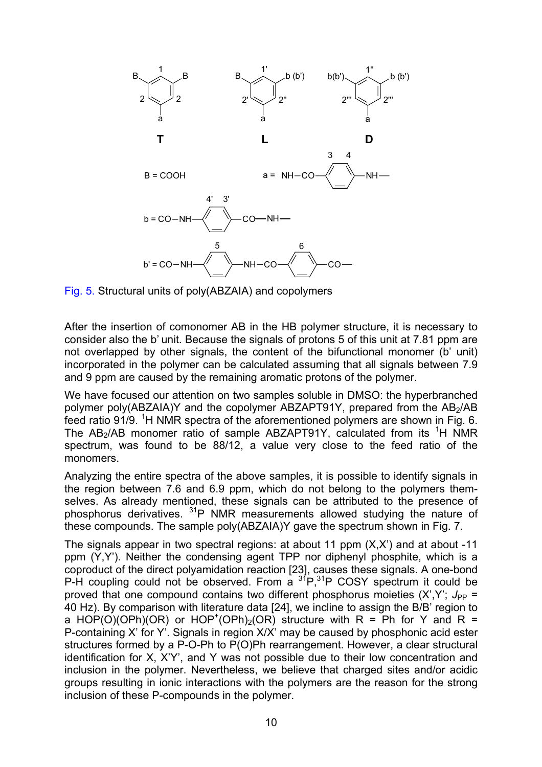Fig. 5. Structural units of poly(ABZAIA) and copolymers

After the insertion of comonomer AB in the HB polymer structure, it is necessary to consider also the b' unit. Because the signals of protons 5 of this unit at 7.81 ppm are not overlapped by other signals, the content of the bifunctional monomer (b' unit) incorporated in the polymer can be calculated assuming that all signals between 7.9 and 9 ppm are caused by the remaining aromatic protons of the polymer.

We have focused our attention on two samples soluble in DMSO: the hyperbranched polymer poly(ABZAIA)Y and the copolymer ABZAPT91Y, prepared from the $AB_2$/AB feed ratio 91/9. $^{1}H$ NMR spectra of the aforementioned polymers are shown in Fig. 6. The $AB_2$/AB monomer ratio of sample ABZAPT91Y, calculated from its $^{1}H$ NMR spectrum, was found to be 88/12, a value very close to the feed ratio of the monomers.

Analyzing the entire spectra of the above samples, it is possible to identify signals in the region between 7.6 and 6.9 ppm, which do not belong to the polymers themselves. As already mentioned, these signals can be attributed to the presence of phosphorus derivatives. $^{31}P$ NMR measurements allowed studying the nature of these compounds. The sample poly(ABZAIA)Y gave the spectrum shown in Fig. 7.

The signals appear in two spectral regions: at about 11 ppm (X,X') and at about -11 ppm (Y,Y'). Neither the condensing agent TPP nor diphenyl phosphite, which is a coproduct of the direct polyamidation reaction [23], causes these signals. A one-bond P-H coupling could not be observed. From a $^{31}P$,$^{31}P$ COSY spectrum it could be proved that one compound contains two different phosphorus moieties (X',Y'; $J_{PP}$ = 40 Hz). By comparison with literature data [24], we incline to assign the B/B' region to a HOP(O)(OPh)(OR) or $HOP^{+}(OPh)_2(OR)$ structure with R = Ph for Y and R = P-containing X' for Y'. Signals in region X/X' may be caused by phosphonic acid ester structures formed by a P-O-Ph to P(O)Ph rearrangement. However, a clear structural identification for X, X'Y', and Y was not possible due to their low concentration and inclusion in the polymer. Nevertheless, we believe that charged sites and/or acidic groups resulting in ionic interactions with the polymers are the reason for the strong inclusion of these P-compounds in the polymer.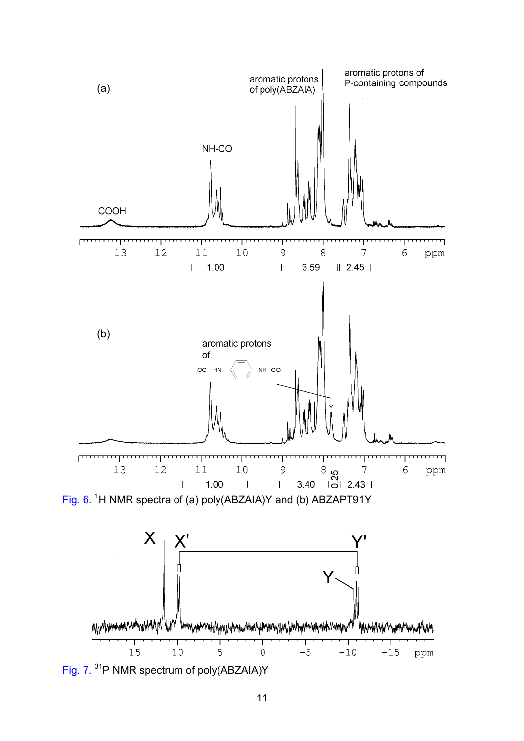Fig. 6. $^{1}$H NMR spectra of (a) poly(ABZAIA)Y and (b) ABZAPT91Y

Fig. 7. $^{31}$P NMR spectrum of poly(ABZAIA)Y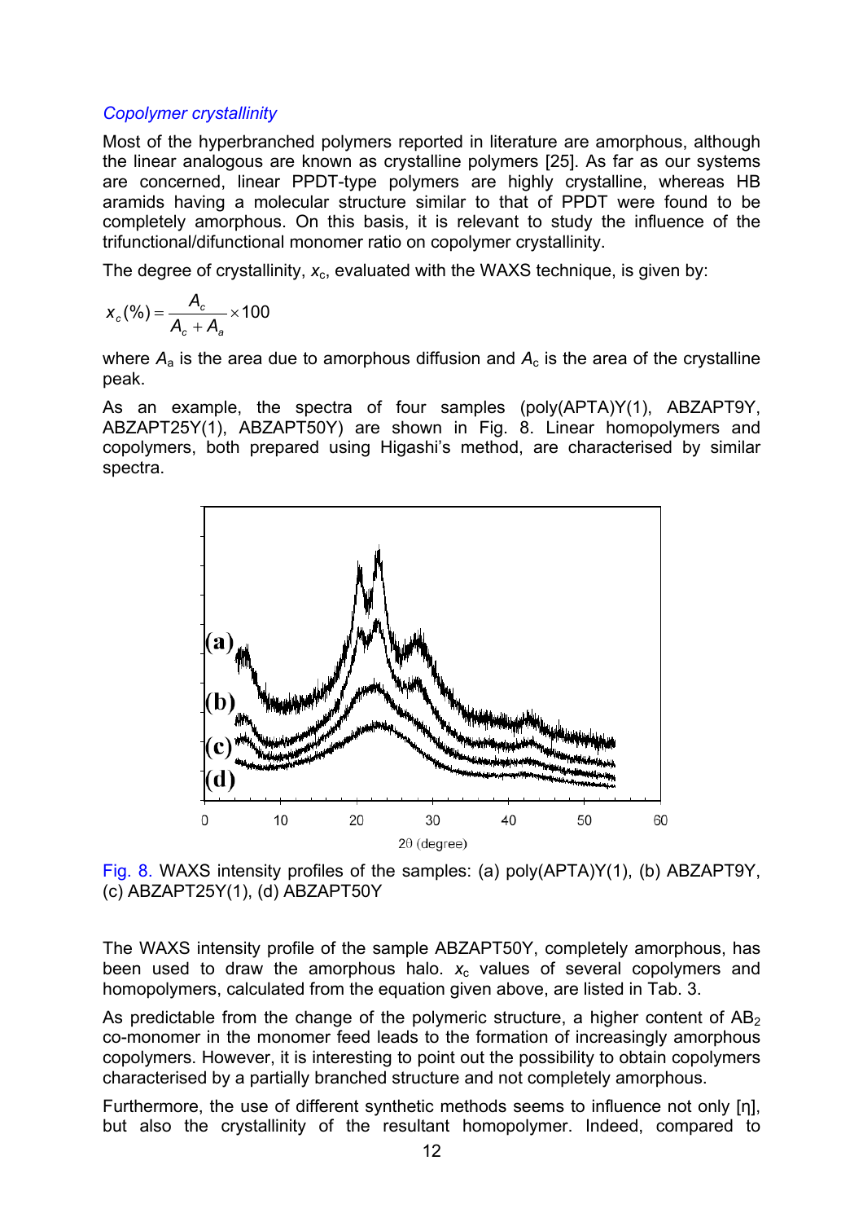*Copolymer crystallinity*

Most of the hyperbranched polymers reported in literature are amorphous, although the linear analogous are known as crystalline polymers [25]. As far as our systems are concerned, linear PPDT-type polymers are highly crystalline, whereas HB aramids having a molecular structure similar to that of PPDT were found to be completely amorphous. On this basis, it is relevant to study the influence of the trifunctional/difunctional monomer ratio on copolymer crystallinity.

The degree of crystallinity, $x_c$, evaluated with the WAXS technique, is given by:

$$x_c(\%) = \frac{A_c}{A_c + A_a} \times 100$$

where $A_a$ is the area due to amorphous diffusion and $A_c$ is the area of the crystalline peak.

As an example, the spectra of four samples (poly(APTA)Y(1), ABZAPT9Y, ABZAPT25Y(1), ABZAPT50Y) are shown in Fig. 8. Linear homopolymers and copolymers, both prepared using Higashi's method, are characterised by similar spectra.

Fig. 8. WAXS intensity profiles of the samples: (a) poly(APTA)Y(1), (b) ABZAPT9Y, (c) ABZAPT25Y(1), (d) ABZAPT50Y

The WAXS intensity profile of the sample ABZAPT50Y, completely amorphous, has been used to draw the amorphous halo. $x_c$ values of several copolymers and homopolymers, calculated from the equation given above, are listed in Tab. 3.

As predictable from the change of the polymeric structure, a higher content of $AB_2$ co-monomer in the monomer feed leads to the formation of increasingly amorphous copolymers. However, it is interesting to point out the possibility to obtain copolymers characterised by a partially branched structure and not completely amorphous.

Furthermore, the use of different synthetic methods seems to influence not only [η], but also the crystallinity of the resultant homopolymer. Indeed, compared to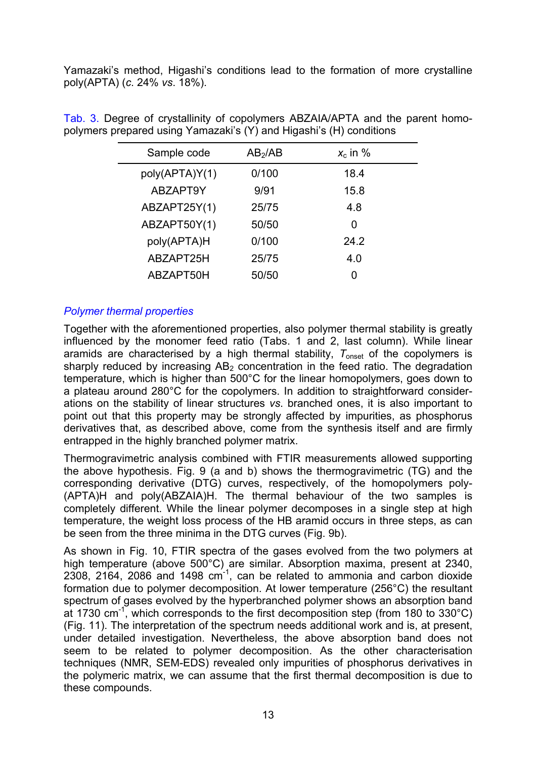Yamazaki's method, Higashi's conditions lead to the formation of more crystalline poly(APTA) (*c*. 24% *vs*. 18%).

Tab. 3. Degree of crystallinity of copolymers ABZAIA/APTA and the parent homopolymers prepared using Yamazaki's (Y) and Higashi's (H) conditions

| Sample code | $AB_2$/AB | $x_c$ in % |
|---|---|---|
| poly(APTA)Y(1) | 0/100 | 18.4 |
| ABZAPT9Y | 9/91 | 15.8 |
| ABZAPT25Y(1) | 25/75 | 4.8 |
| ABZAPT50Y(1) | 50/50 | 0 |
| poly(APTA)H | 0/100 | 24.2 |
| ABZAPT25H | 25/75 | 4.0 |
| ABZAPT50H | 50/50 | 0 |

### *Polymer thermal properties*

Together with the aforementioned properties, also polymer thermal stability is greatly influenced by the monomer feed ratio (Tabs. 1 and 2, last column). While linear aramids are characterised by a high thermal stability, $T_{onset}$ of the copolymers is sharply reduced by increasing $AB_2$ concentration in the feed ratio. The degradation temperature, which is higher than 500°C for the linear homopolymers, goes down to a plateau around 280°C for the copolymers. In addition to straightforward considerations on the stability of linear structures *vs*. branched ones, it is also important to point out that this property may be strongly affected by impurities, as phosphorus derivatives that, as described above, come from the synthesis itself and are firmly entrapped in the highly branched polymer matrix.

Thermogravimetric analysis combined with FTIR measurements allowed supporting the above hypothesis. Fig. 9 (a and b) shows the thermogravimetric (TG) and the corresponding derivative (DTG) curves, respectively, of the homopolymers poly(APTA)H and poly(ABZAIA)H. The thermal behaviour of the two samples is completely different. While the linear polymer decomposes in a single step at high temperature, the weight loss process of the HB aramid occurs in three steps, as can be seen from the three minima in the DTG curves (Fig. 9b).

As shown in Fig. 10, FTIR spectra of the gases evolved from the two polymers at high temperature (above 500°C) are similar. Absorption maxima, present at 2340, 2308, 2164, 2086 and 1498 $cm^{-1}$, can be related to ammonia and carbon dioxide formation due to polymer decomposition. At lower temperature (256°C) the resultant spectrum of gases evolved by the hyperbranched polymer shows an absorption band at 1730 $cm^{-1}$, which corresponds to the first decomposition step (from 180 to 330°C) (Fig. 11). The interpretation of the spectrum needs additional work and is, at present, under detailed investigation. Nevertheless, the above absorption band does not seem to be related to polymer decomposition. As the other characterisation techniques (NMR, SEM-EDS) revealed only impurities of phosphorus derivatives in the polymeric matrix, we can assume that the first thermal decomposition is due to these compounds.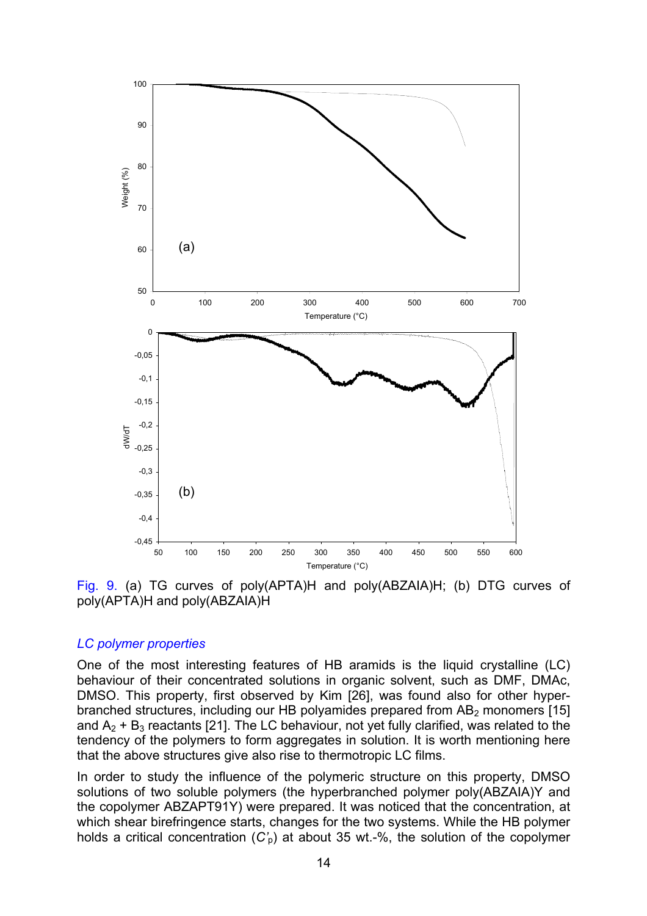Fig. 9. (a) TG curves of poly(APTA)H and poly(ABZAIA)H; (b) DTG curves of poly(APTA)H and poly(ABZAIA)H

### *LC polymer properties*

One of the most interesting features of HB aramids is the liquid crystalline (LC) behaviour of their concentrated solutions in organic solvent, such as DMF, DMAc, DMSO. This property, first observed by Kim [26], was found also for other hyperbranched structures, including our HB polyamides prepared from $AB_2$ monomers [15] and $A_2$ + $B_3$ reactants [21]. The LC behaviour, not yet fully clarified, was related to the tendency of the polymers to form aggregates in solution. It is worth mentioning here that the above structures give also rise to thermotropic LC films.

In order to study the influence of the polymeric structure on this property, DMSO solutions of two soluble polymers (the hyperbranched polymer poly(ABZAIA)Y and the copolymer ABZAPT91Y) were prepared. It was noticed that the concentration, at which shear birefringence starts, changes for the two systems. While the HB polymer holds a critical concentration ($C'_p$) at about 35 wt.-%, the solution of the copolymer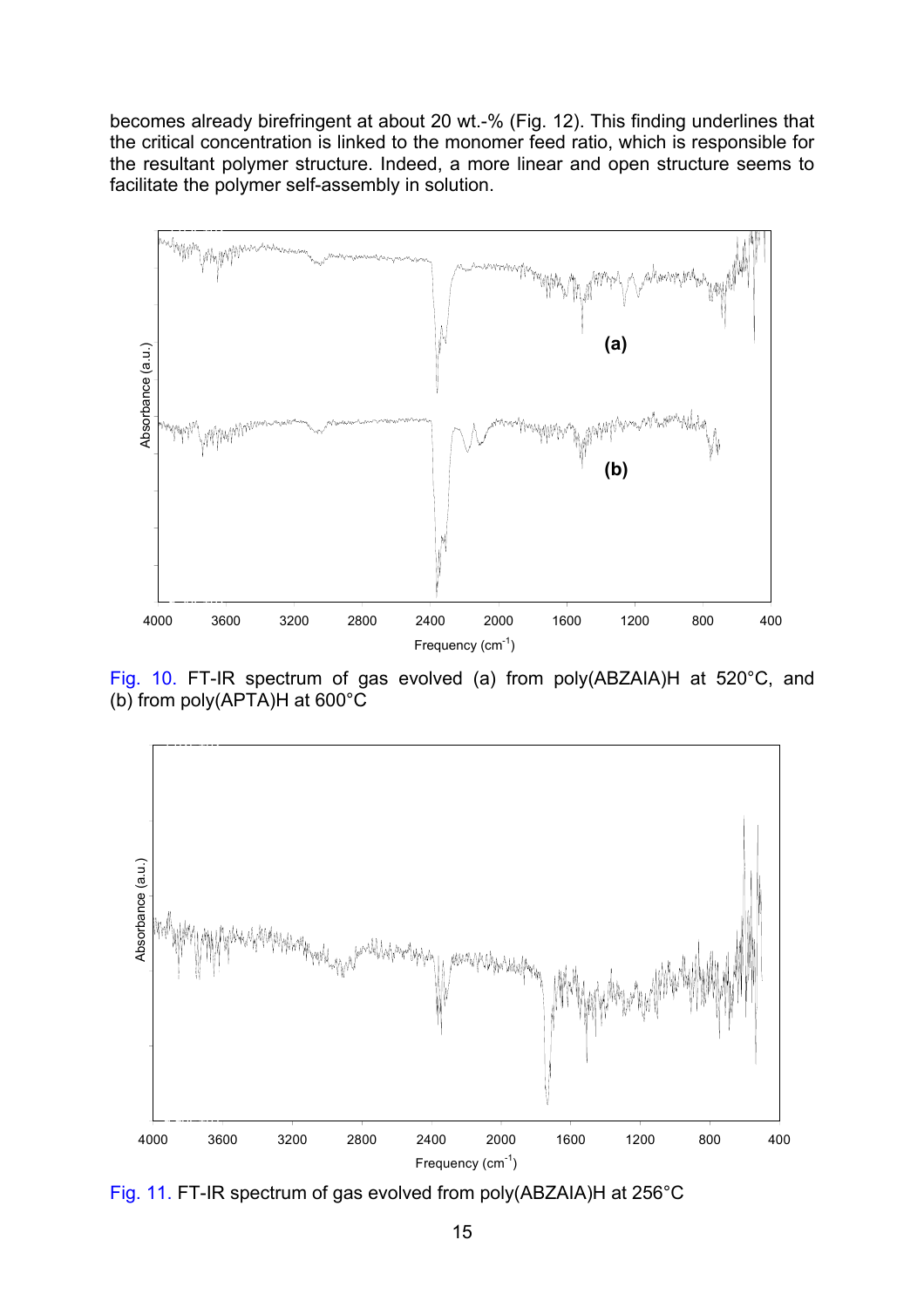becomes already birefringent at about 20 wt.-% (Fig. 12). This finding underlines that the critical concentration is linked to the monomer feed ratio, which is responsible for the resultant polymer structure. Indeed, a more linear and open structure seems to facilitate the polymer self-assembly in solution.

Fig. 10. FT-IR spectrum of gas evolved (a) from poly(ABZAIA)H at 520°C, and (b) from poly(APTA)H at 600°C

Fig. 11. FT-IR spectrum of gas evolved from poly(ABZAIA)H at 256°C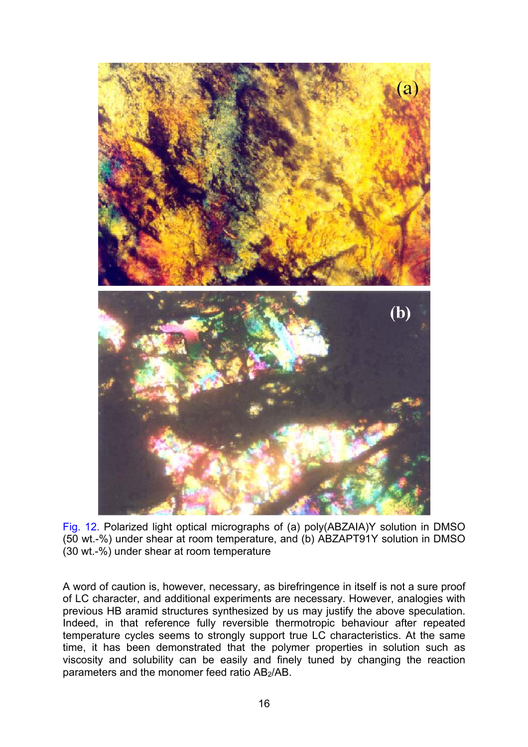Fig. 12. Polarized light optical micrographs of (a) poly(ABZAIA)Y solution in DMSO (50 wt.-%) under shear at room temperature, and (b) ABZAPT91Y solution in DMSO (30 wt.-%) under shear at room temperature

A word of caution is, however, necessary, as birefringence in itself is not a sure proof of LC character, and additional experiments are necessary. However, analogies with previous HB aramid structures synthesized by us may justify the above speculation. Indeed, in that reference fully reversible thermotropic behaviour after repeated temperature cycles seems to strongly support true LC characteristics. At the same time, it has been demonstrated that the polymer properties in solution such as viscosity and solubility can be easily and finely tuned by changing the reaction parameters and the monomer feed ratio $AB_2/AB$.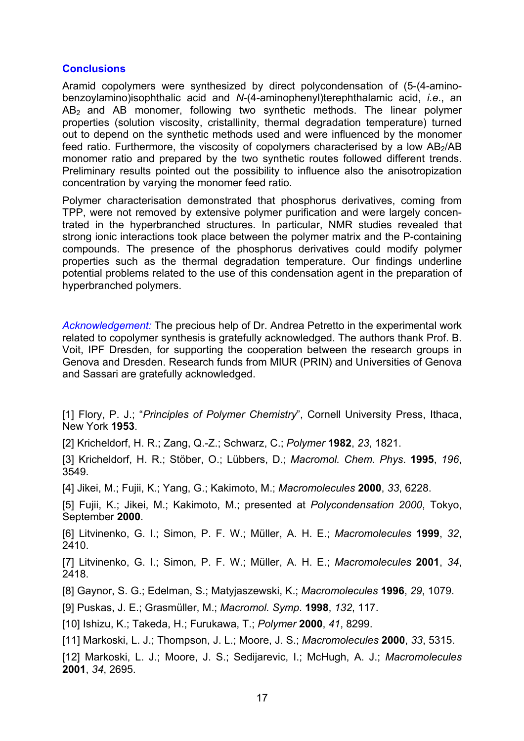## Conclusions

Aramid copolymers were synthesized by direct polycondensation of (5-(4-amino-benzoylamino)isophthalic acid and *N*-(4-aminophenyl)terephthalamic acid, *i.e.*, an $AB_2$ and AB monomer, following two synthetic methods. The linear polymer properties (solution viscosity, cristallinity, thermal degradation temperature) turned out to depend on the synthetic methods used and were influenced by the monomer feed ratio. Furthermore, the viscosity of copolymers characterised by a low $AB_2$/AB monomer ratio and prepared by the two synthetic routes followed different trends. Preliminary results pointed out the possibility to influence also the anisotropization concentration by varying the monomer feed ratio.

Polymer characterisation demonstrated that phosphorus derivatives, coming from TPP, were not removed by extensive polymer purification and were largely concentrated in the hyperbranched structures. In particular, NMR studies revealed that strong ionic interactions took place between the polymer matrix and the P-containing compounds. The presence of the phosphorus derivatives could modify polymer properties such as the thermal degradation temperature. Our findings underline potential problems related to the use of this condensation agent in the preparation of hyperbranched polymers.

*Acknowledgement:* The precious help of Dr. Andrea Petretto in the experimental work related to copolymer synthesis is gratefully acknowledged. The authors thank Prof. B. Voit, IPF Dresden, for supporting the cooperation between the research groups in Genova and Dresden. Research funds from MIUR (PRIN) and Universities of Genova and Sassari are gratefully acknowledged.

[1] Flory, P. J.; "*Principles of Polymer Chemistry*", Cornell University Press, Ithaca, New York **1953**.

[2] Kricheldorf, H. R.; Zang, Q.-Z.; Schwarz, C.; *Polymer* **1982**, *23*, 1821.

[3] Kricheldorf, H. R.; Stöber, O.; Lübbers, D.; *Macromol. Chem. Phys*. **1995**, *196*, 3549.

[4] Jikei, M.; Fujii, K.; Yang, G.; Kakimoto, M.; *Macromolecules* **2000**, *33*, 6228.

[5] Fujii, K.; Jikei, M.; Kakimoto, M.; presented at *Polycondensation 2000*, Tokyo, September **2000**.

[6] Litvinenko, G. I.; Simon, P. F. W.; Müller, A. H. E.; *Macromolecules* **1999**, *32*, 2410.

[7] Litvinenko, G. I.; Simon, P. F. W.; Müller, A. H. E.; *Macromolecules* **2001**, *34*, 2418.

[8] Gaynor, S. G.; Edelman, S.; Matyjaszewski, K.; *Macromolecules* **1996**, *29*, 1079.

[9] Puskas, J. E.; Grasmüller, M.; *Macromol. Symp*. **1998**, *132*, 117.

[10] Ishizu, K.; Takeda, H.; Furukawa, T.; *Polymer* **2000**, *41*, 8299.

[11] Markoski, L. J.; Thompson, J. L.; Moore, J. S.; *Macromolecules* **2000**, *33*, 5315.

[12] Markoski, L. J.; Moore, J. S.; Sedijarevic, I.; McHugh, A. J.; *Macromolecules* **2001**, *34*, 2695.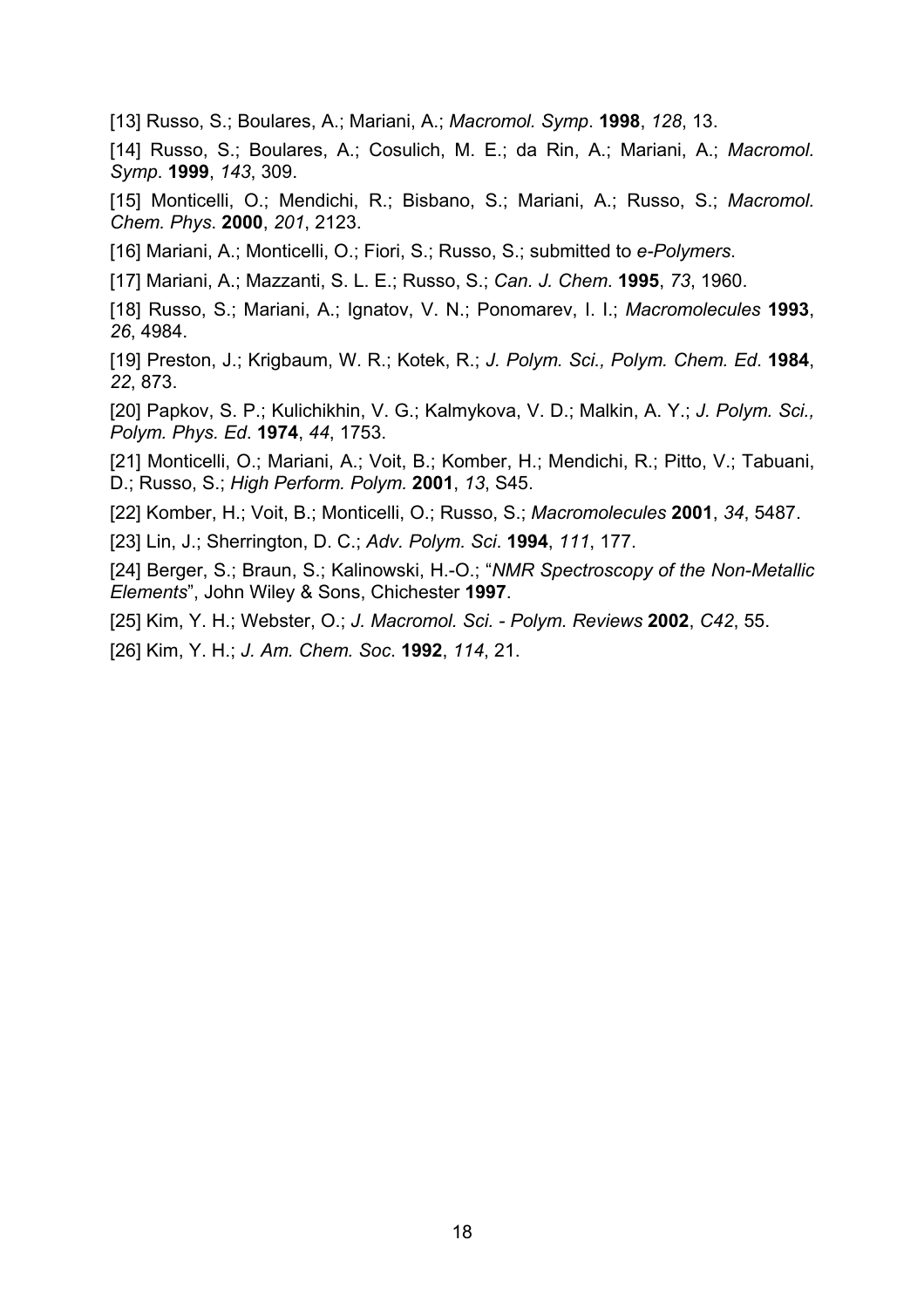[13] Russo, S.; Boulares, A.; Mariani, A.; *Macromol. Symp*. **1998**, *128*, 13.

[14] Russo, S.; Boulares, A.; Cosulich, M. E.; da Rin, A.; Mariani, A.; *Macromol. Symp*. **1999**, *143*, 309.

[15] Monticelli, O.; Mendichi, R.; Bisbano, S.; Mariani, A.; Russo, S.; *Macromol. Chem. Phys*. **2000**, *201*, 2123.

[16] Mariani, A.; Monticelli, O.; Fiori, S.; Russo, S.; submitted to *e-Polymers*.

[17] Mariani, A.; Mazzanti, S. L. E.; Russo, S.; *Can. J. Chem*. **1995**, *73*, 1960.

[18] Russo, S.; Mariani, A.; Ignatov, V. N.; Ponomarev, I. I.; *Macromolecules* **1993**, *26*, 4984.

[19] Preston, J.; Krigbaum, W. R.; Kotek, R.; *J. Polym. Sci., Polym. Chem. Ed*. **1984**, *22*, 873.

[20] Papkov, S. P.; Kulichikhin, V. G.; Kalmykova, V. D.; Malkin, A. Y.; *J. Polym. Sci., Polym. Phys. Ed*. **1974**, *44*, 1753.

[21] Monticelli, O.; Mariani, A.; Voit, B.; Komber, H.; Mendichi, R.; Pitto, V.; Tabuani, D.; Russo, S.; *High Perform. Polym.* **2001**, *13*, S45.

[22] Komber, H.; Voit, B.; Monticelli, O.; Russo, S.; *Macromolecules* **2001**, *34*, 5487.

[23] Lin, J.; Sherrington, D. C.; *Adv. Polym. Sci*. **1994**, *111*, 177.

[24] Berger, S.; Braun, S.; Kalinowski, H.-O.; "*NMR Spectroscopy of the Non-Metallic Elements*", John Wiley & Sons, Chichester **1997**.

[25] Kim, Y. H.; Webster, O.; *J. Macromol. Sci. - Polym. Reviews* **2002**, *C42*, 55.

[26] Kim, Y. H.; *J. Am. Chem. Soc*. **1992**, *114*, 21.